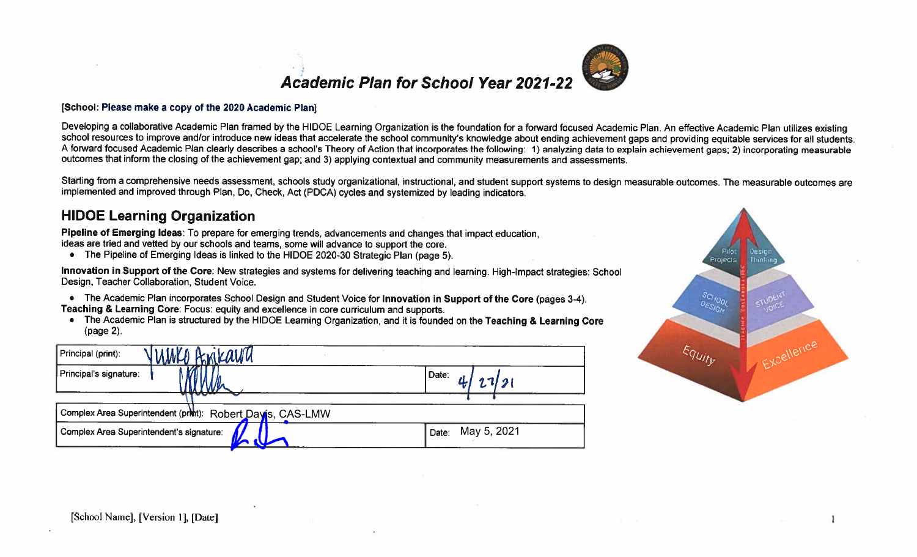# Academic Plan for School Year 2021-22

**[School: Please make a copy of the 2020 Academic Plan]**

Developing a collaborative Academic Plan framed by the HIDOE Learning Organization is the foundation for a forward focused Academic Plan. An effective Academic Plan utilizes existing school resources to improve and/or introduce new ideas that accelerate the school community's knowledge about ending achievement gaps and providing equitable services for all students. A forward focused Academic Plan clearly describes a school's Theory of Action that incorporates the following: 1) analyzing data to explain achievement gaps; 2) incorporating measurable outcomes that inform the closing of the achievement gap; and 3) applying contextual and community measurements and assessments.

Starting from a comprehensive needs assessment, schools study organizational, instructional, and student support systems to design measurable outcomes. The measurable outcomes are implemented and improved through Plan, Do, Check, Act (PDCA) cycles and systemized by leading indicators.

## HIDOE Learning Organization

**Pipeline of Emerging Ideas**: To prepare for emerging trends, advancements and changes that impact education, ideas are tried and vetted by our schools and teams, some will advance to support the core.

- The Pipeline of Emerging Ideas is linked to the HIDOE 2020-30 Strategic Plan (page 5).

**Innovation in Support of the Core**: New strategies and systems for delivering teaching and learning. High-Impact strategies: School Design, Teacher Collaboration, Student Voice.

- The Academic Plan incorporates School Design and Student Voice for **Innovation in Support of the Core** (pages 3-4).

**Teaching & Learning Core**: Focus: equity and excellence in core curriculum and supports.

- The Academic Plan is structured by the HIDOE Learning Organization, and it is founded on the **Teaching & Learning Core** (page 2).

| | |
|---|---|
| Principal (print): Yuuko Arikawa | |
| Principal's signature: [signature] | Date: 4/27/21 |

| | |
|---|---|
| Complex Area Superintendent (print): Robert Davis, CAS-LMW | |
| Complex Area Superintendent's signature: [signature] | Date: May 5, 2021 |

Pilot Projects | Design Thinking | School Design | Student Voice | Teacher Collaboration | Equity | Excellence

[School Name], [Version 1], [Date]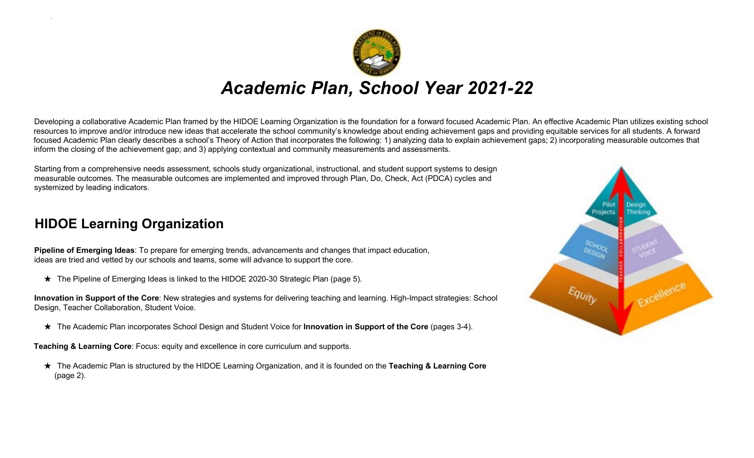# *Academic Plan, School Year 2021-22*

Developing a collaborative Academic Plan framed by the HIDOE Learning Organization is the foundation for a forward focused Academic Plan. An effective Academic Plan utilizes existing school resources to improve and/or introduce new ideas that accelerate the school community's knowledge about ending achievement gaps and providing equitable services for all students. A forward focused Academic Plan clearly describes a school's Theory of Action that incorporates the following: 1) analyzing data to explain achievement gaps; 2) incorporating measurable outcomes that inform the closing of the achievement gap; and 3) applying contextual and community measurements and assessments.

Starting from a comprehensive needs assessment, schools study organizational, instructional, and student support systems to design measurable outcomes. The measurable outcomes are implemented and improved through Plan, Do, Check, Act (PDCA) cycles and systemized by leading indicators.

## HIDOE Learning Organization

**Pipeline of Emerging Ideas**: To prepare for emerging trends, advancements and changes that impact education, ideas are tried and vetted by our schools and teams, some will advance to support the core.

★ The Pipeline of Emerging Ideas is linked to the HIDOE 2020-30 Strategic Plan (page 5).

**Innovation in Support of the Core**: New strategies and systems for delivering teaching and learning. High-Impact strategies: School Design, Teacher Collaboration, Student Voice.

★ The Academic Plan incorporates School Design and Student Voice for **Innovation in Support of the Core** (pages 3-4).

**Teaching & Learning Core**: Focus: equity and excellence in core curriculum and supports.

★ The Academic Plan is structured by the HIDOE Learning Organization, and it is founded on the **Teaching & Learning Core** (page 2).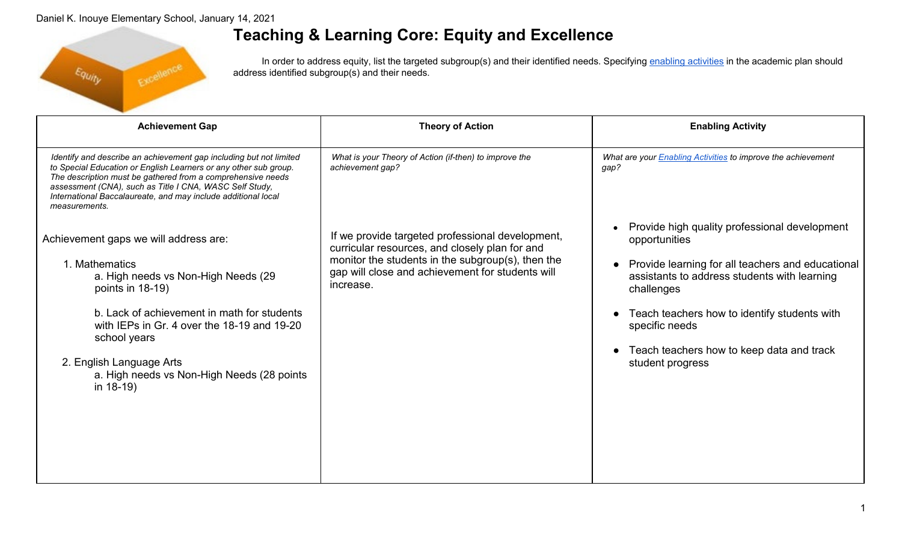# Teaching & Learning Core: Equity and Excellence

In order to address equity, list the targeted subgroup(s) and their identified needs. Specifying [enabling activities](#) in the academic plan should address identified subgroup(s) and their needs.

| Achievement Gap | Theory of Action | Enabling Activity |
|---|---|---|
| *Identify and describe an achievement gap including but not limited to Special Education or English Learners or any other sub group. The description must be gathered from a comprehensive needs assessment (CNA), such as Title I CNA, WASC Self Study, International Baccalaureate, and may include additional local measurements.* | *What is your Theory of Action (if-then) to improve the achievement gap?* | *What are your [Enabling Activities](#) to improve the achievement gap?* |
| Achievement gaps we will address are:<br><br>1. Mathematics<br>&nbsp;&nbsp;&nbsp;&nbsp;a. High needs vs Non-High Needs (29 points in 18-19)<br>&nbsp;&nbsp;&nbsp;&nbsp;b. Lack of achievement in math for students with IEPs in Gr. 4 over the 18-19 and 19-20 school years<br><br>2. English Language Arts<br>&nbsp;&nbsp;&nbsp;&nbsp;a. High needs vs Non-High Needs (28 points in 18-19) | If we provide targeted professional development, curricular resources, and closely plan for and monitor the students in the subgroup(s), then the gap will close and achievement for students will increase. | • Provide high quality professional development opportunities<br>• Provide learning for all teachers and educational assistants to address students with learning challenges<br>• Teach teachers how to identify students with specific needs<br>• Teach teachers how to keep data and track student progress |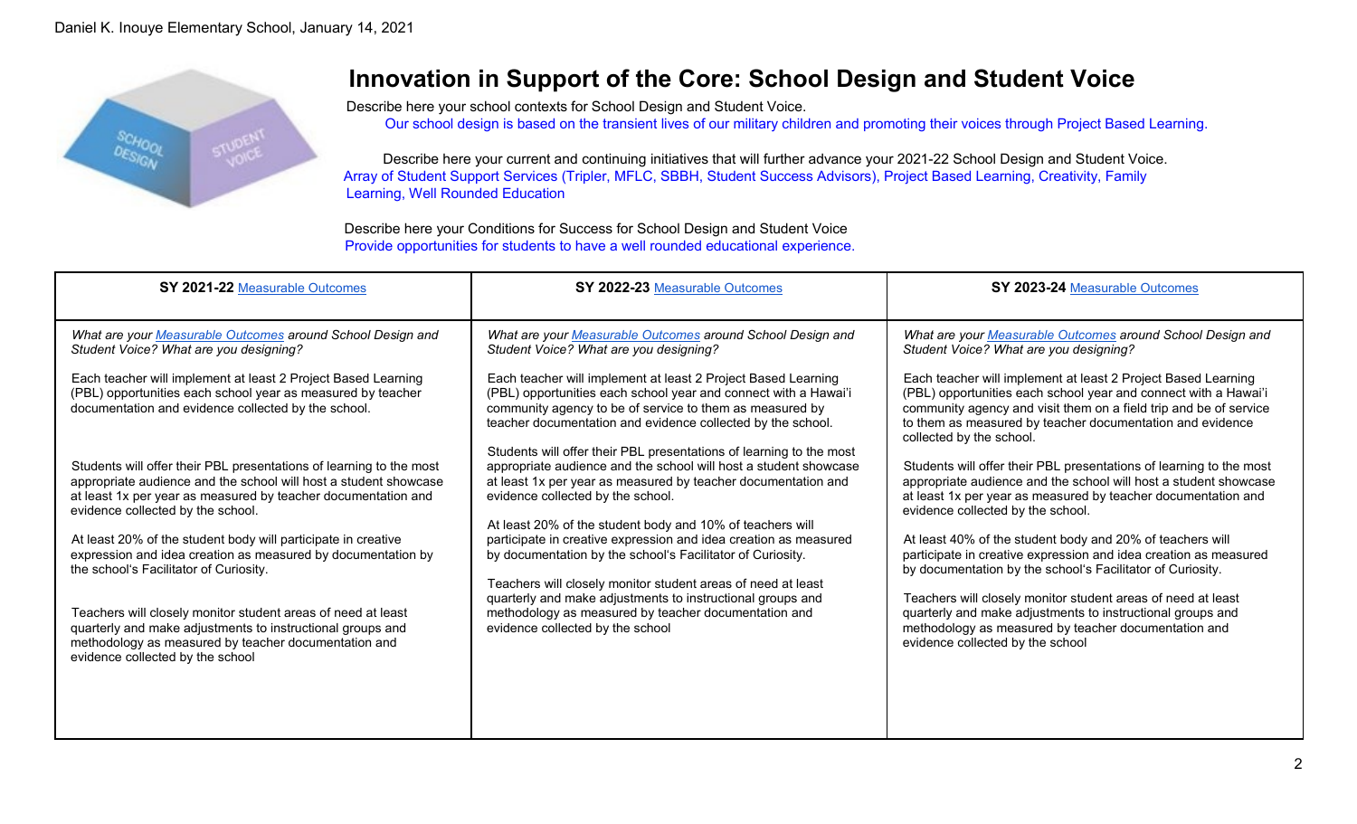# Innovation in Support of the Core: School Design and Student Voice

Describe here your school contexts for School Design and Student Voice.

Our school design is based on the transient lives of our military children and promoting their voices through Project Based Learning.

Describe here your current and continuing initiatives that will further advance your 2021-22 School Design and Student Voice.

Array of Student Support Services (Tripler, MFLC, SBBH, Student Success Advisors), Project Based Learning, Creativity, Family Learning, Well Rounded Education

Describe here your Conditions for Success for School Design and Student Voice

Provide opportunities for students to have a well rounded educational experience.

| **SY 2021-22** Measurable Outcomes | **SY 2022-23** Measurable Outcomes | **SY 2023-24** Measurable Outcomes |
|---|---|---|
| *What are your Measurable Outcomes around School Design and Student Voice? What are you designing?*<br><br>Each teacher will implement at least 2 Project Based Learning (PBL) opportunities each school year as measured by teacher documentation and evidence collected by the school.<br><br>Students will offer their PBL presentations of learning to the most appropriate audience and the school will host a student showcase at least 1x per year as measured by teacher documentation and evidence collected by the school.<br><br>At least 20% of the student body will participate in creative expression and idea creation as measured by documentation by the school's Facilitator of Curiosity.<br><br>Teachers will closely monitor student areas of need at least quarterly and make adjustments to instructional groups and methodology as measured by teacher documentation and evidence collected by the school | *What are your Measurable Outcomes around School Design and Student Voice? What are you designing?*<br><br>Each teacher will implement at least 2 Project Based Learning (PBL) opportunities each school year and connect with a Hawai'i community agency to be of service to them as measured by teacher documentation and evidence collected by the school.<br><br>Students will offer their PBL presentations of learning to the most appropriate audience and the school will host a student showcase at least 1x per year as measured by teacher documentation and evidence collected by the school.<br><br>At least 20% of the student body and 10% of teachers will participate in creative expression and idea creation as measured by documentation by the school's Facilitator of Curiosity.<br><br>Teachers will closely monitor student areas of need at least quarterly and make adjustments to instructional groups and methodology as measured by teacher documentation and evidence collected by the school | *What are your Measurable Outcomes around School Design and Student Voice? What are you designing?*<br><br>Each teacher will implement at least 2 Project Based Learning (PBL) opportunities each school year and connect with a Hawai'i community agency and visit them on a field trip and be of service to them as measured by teacher documentation and evidence collected by the school.<br><br>Students will offer their PBL presentations of learning to the most appropriate audience and the school will host a student showcase at least 1x per year as measured by teacher documentation and evidence collected by the school.<br><br>At least 40% of the student body and 20% of teachers will participate in creative expression and idea creation as measured by documentation by the school's Facilitator of Curiosity.<br><br>Teachers will closely monitor student areas of need at least quarterly and make adjustments to instructional groups and methodology as measured by teacher documentation and evidence collected by the school |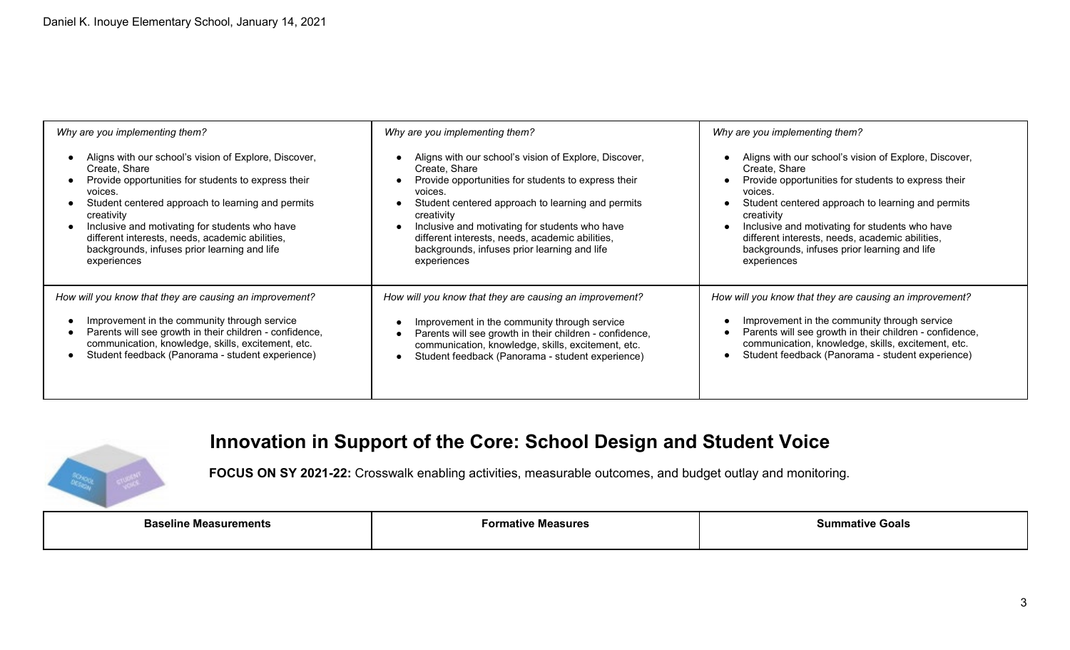| *Why are you implementing them?* | *Why are you implementing them?* | *Why are you implementing them?* |
|---|---|---|
| • Aligns with our school's vision of Explore, Discover, Create, Share<br>• Provide opportunities for students to express their voices.<br>• Student centered approach to learning and permits creativity<br>• Inclusive and motivating for students who have different interests, needs, academic abilities, backgrounds, infuses prior learning and life experiences | • Aligns with our school's vision of Explore, Discover, Create, Share<br>• Provide opportunities for students to express their voices.<br>• Student centered approach to learning and permits creativity<br>• Inclusive and motivating for students who have different interests, needs, academic abilities, backgrounds, infuses prior learning and life experiences | • Aligns with our school's vision of Explore, Discover, Create, Share<br>• Provide opportunities for students to express their voices.<br>• Student centered approach to learning and permits creativity<br>• Inclusive and motivating for students who have different interests, needs, academic abilities, backgrounds, infuses prior learning and life experiences |
| *How will you know that they are causing an improvement?*<br>• Improvement in the community through service<br>• Parents will see growth in their children - confidence, communication, knowledge, skills, excitement, etc.<br>• Student feedback (Panorama - student experience) | *How will you know that they are causing an improvement?*<br>• Improvement in the community through service<br>• Parents will see growth in their children - confidence, communication, knowledge, skills, excitement, etc.<br>• Student feedback (Panorama - student experience) | *How will you know that they are causing an improvement?*<br>• Improvement in the community through service<br>• Parents will see growth in their children - confidence, communication, knowledge, skills, excitement, etc.<br>• Student feedback (Panorama - student experience) |

## Innovation in Support of the Core: School Design and Student Voice

**FOCUS ON SY 2021-22:** Crosswalk enabling activities, measurable outcomes, and budget outlay and monitoring.

| Baseline Measurements | Formative Measures | Summative Goals |
|---|---|---|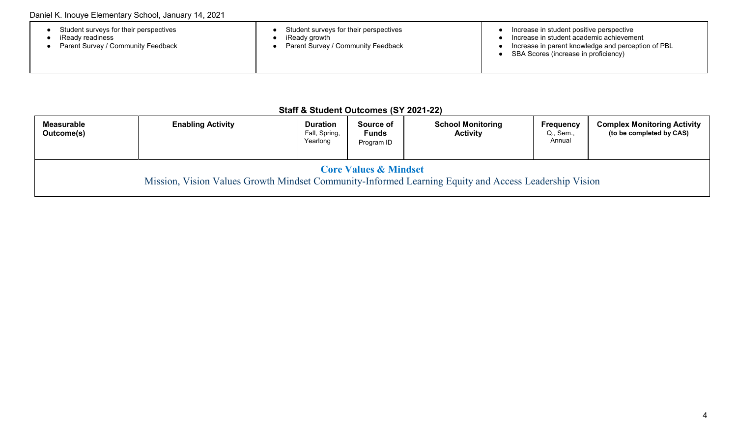| | | |
|---|---|---|
| • Student surveys for their perspectives<br>• iReady readiness<br>• Parent Survey / Community Feedback | • Student surveys for their perspectives<br>• iReady growth<br>• Parent Survey / Community Feedback | • Increase in student positive perspective<br>• Increase in student academic achievement<br>• Increase in parent knowledge and perception of PBL<br>• SBA Scores (increase in proficiency) |

## Staff & Student Outcomes (SY 2021-22)

| **Measurable Outcome(s)** | **Enabling Activity** | **Duration** Fall, Spring, Yearlong | **Source of Funds** Program ID | **School Monitoring Activity** | **Frequency** Q., Sem., Annual | **Complex Monitoring Activity (to be completed by CAS)** |
|---|---|---|---|---|---|---|
| **Core Values & Mindset**<br>Mission, Vision Values Growth Mindset Community-Informed Learning Equity and Access Leadership Vision | | | | | | |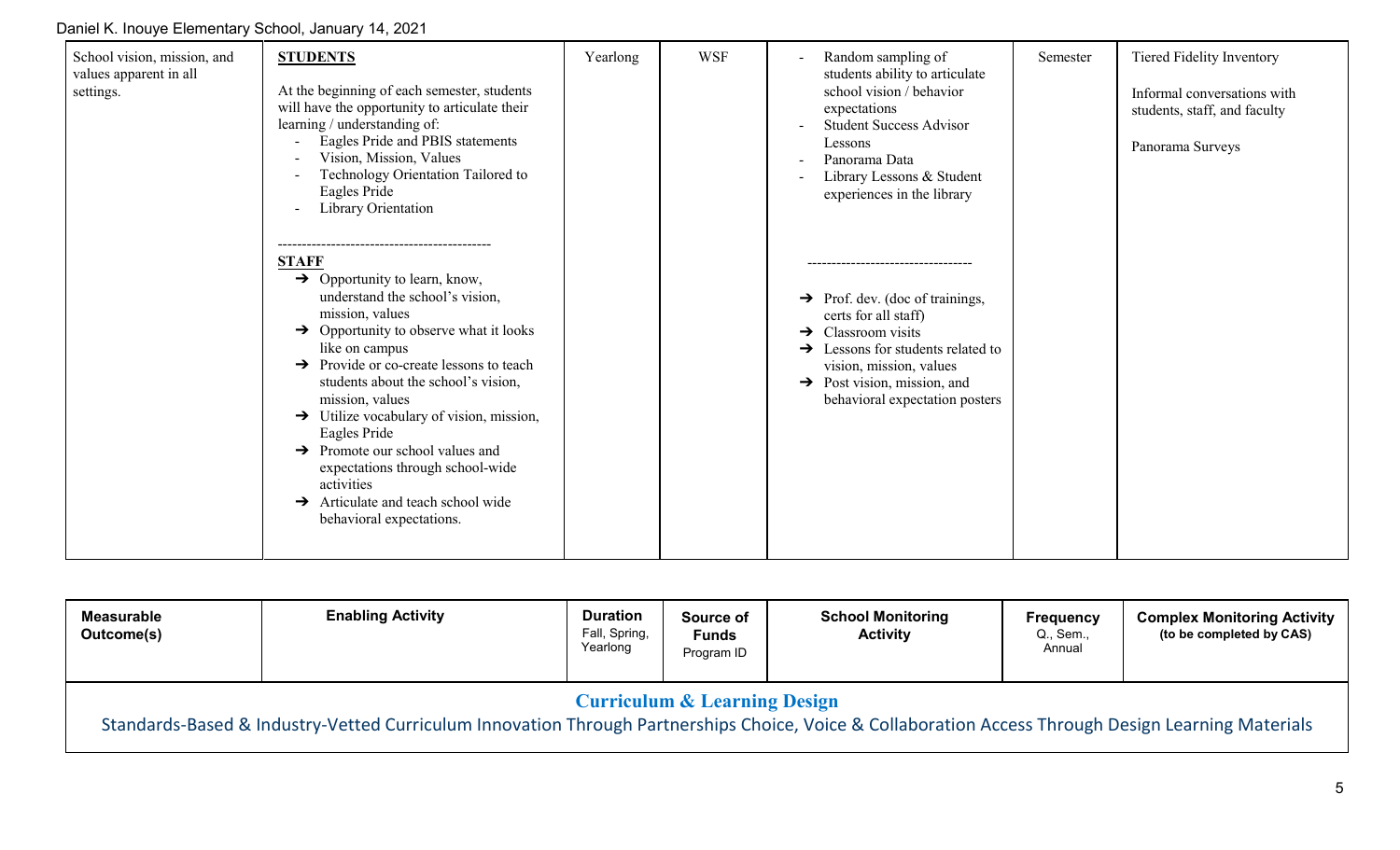| School vision, mission, and values apparent in all settings. | **STUDENTS**<br><br>At the beginning of each semester, students will have the opportunity to articulate their learning / understanding of:<br>- Eagles Pride and PBIS statements<br>- Vision, Mission, Values<br>- Technology Orientation Tailored to Eagles Pride<br>- Library Orientation<br><br>--------------------------------------------<br>**STAFF**<br>➔ Opportunity to learn, know, understand the school's vision, mission, values<br>➔ Opportunity to observe what it looks like on campus<br>➔ Provide or co-create lessons to teach students about the school's vision, mission, values<br>➔ Utilize vocabulary of vision, mission, Eagles Pride<br>➔ Promote our school values and expectations through school-wide activities<br>➔ Articulate and teach school wide behavioral expectations. | Yearlong | WSF | - Random sampling of students ability to articulate school vision / behavior expectations<br>- Student Success Advisor Lessons<br>- Panorama Data<br>- Library Lessons & Student experiences in the library<br><br>----------------------------------<br>➔ Prof. dev. (doc of trainings, certs for all staff)<br>➔ Classroom visits<br>➔ Lessons for students related to vision, mission, values<br>➔ Post vision, mission, and behavioral expectation posters | Semester | Tiered Fidelity Inventory<br><br>Informal conversations with students, staff, and faculty<br><br>Panorama Surveys |

| **Measurable Outcome(s)** | **Enabling Activity** | **Duration** Fall, Spring, Yearlong | **Source of Funds** Program ID | **School Monitoring Activity** | **Frequency** Q., Sem., Annual | **Complex Monitoring Activity** (to be completed by CAS) |
|---|---|---|---|---|---|---|
| **Curriculum & Learning Design**<br>Standards-Based & Industry-Vetted Curriculum Innovation Through Partnerships Choice, Voice & Collaboration Access Through Design Learning Materials | | | | | | |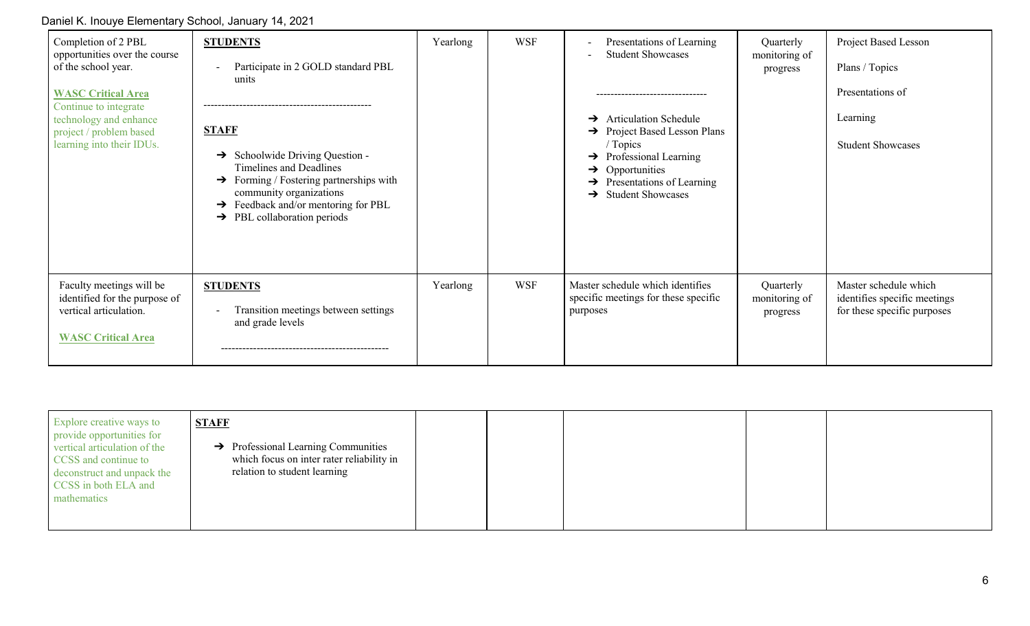| | | | | | | |
|---|---|---|---|---|---|---|
| Completion of 2 PBL opportunities over the course of the school year.<br><br>**WASC Critical Area**<br>Continue to integrate technology and enhance project / problem based learning into their IDUs. | **STUDENTS**<br><br>- Participate in 2 GOLD standard PBL units<br><br>-----------------------------------------------<br><br>**STAFF**<br><br>➔ Schoolwide Driving Question - Timelines and Deadlines<br>➔ Forming / Fostering partnerships with community organizations<br>➔ Feedback and/or mentoring for PBL<br>➔ PBL collaboration periods | Yearlong | WSF | - Presentations of Learning<br>- Student Showcases<br><br>-------------------------------<br><br>➔ Articulation Schedule<br>➔ Project Based Lesson Plans / Topics<br>➔ Professional Learning<br>➔ Opportunities<br>➔ Presentations of Learning<br>➔ Student Showcases | Quarterly monitoring of progress | Project Based Lesson<br><br>Plans / Topics<br><br>Presentations of<br><br>Learning<br><br>Student Showcases |
| Faculty meetings will be identified for the purpose of vertical articulation.<br><br>**WASC Critical Area** | **STUDENTS**<br><br>- Transition meetings between settings and grade levels<br><br>----------------------------------------------- | Yearlong | WSF | Master schedule which identifies specific meetings for these specific purposes | Quarterly monitoring of progress | Master schedule which identifies specific meetings for these specific purposes |
| Explore creative ways to provide opportunities for vertical articulation of the CCSS and continue to deconstruct and unpack the CCSS in both ELA and mathematics | **STAFF**<br><br>➔ Professional Learning Communities which focus on inter rater reliability in relation to student learning | | | | | |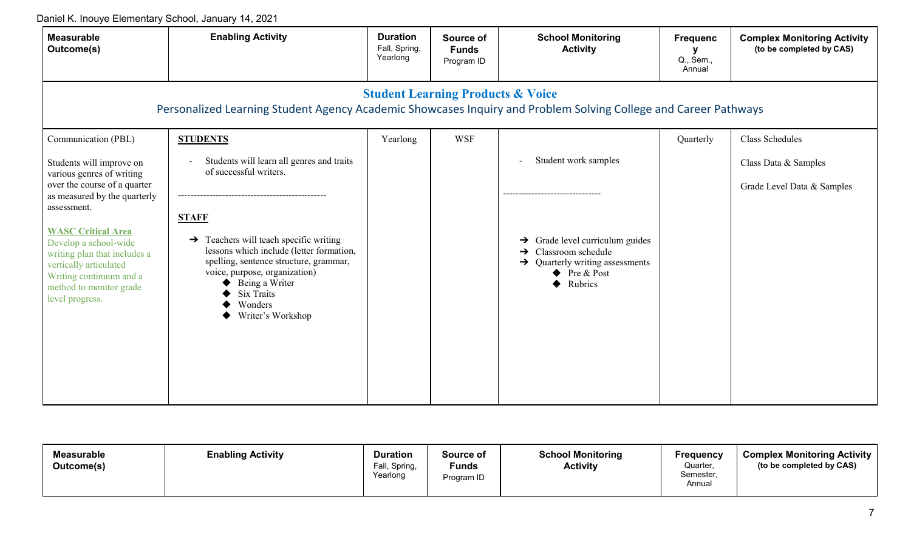| Measurable Outcome(s) | Enabling Activity | Duration<br>Fall, Spring, Yearlong | Source of Funds<br>Program ID | School Monitoring Activity | Frequency<br>Q., Sem., Annual | Complex Monitoring Activity<br>(to be completed by CAS) |
|---|---|---|---|---|---|---|
| **Student Learning Products & Voice**<br>Personalized Learning Student Agency Academic Showcases Inquiry and Problem Solving College and Career Pathways | | | | | | |
| Communication (PBL)<br><br>Students will improve on various genres of writing over the course of a quarter as measured by the quarterly assessment.<br><br>**WASC Critical Area**<br>Develop a school-wide writing plan that includes a vertically articulated Writing continuum and a method to monitor grade level progress. | **STUDENTS**<br>- Students will learn all genres and traits of successful writers.<br>-----------------------------------------------<br>**STAFF**<br>➔ Teachers will teach specific writing lessons which include (letter formation, spelling, sentence structure, grammar, voice, purpose, organization)<br>◆ Being a Writer<br>◆ Six Traits<br>◆ Wonders<br>◆ Writer's Workshop | Yearlong | WSF | - Student work samples<br>-------------------------------<br>➔ Grade level curriculum guides<br>➔ Classroom schedule<br>➔ Quarterly writing assessments<br>◆ Pre & Post<br>◆ Rubrics | Quarterly | Class Schedules<br><br>Class Data & Samples<br><br>Grade Level Data & Samples |

| Measurable Outcome(s) | Enabling Activity | Duration<br>Fall, Spring, Yearlong | Source of Funds<br>Program ID | School Monitoring Activity | Frequency<br>Quarter, Semester, Annual | Complex Monitoring Activity<br>(to be completed by CAS) |
|---|---|---|---|---|---|---|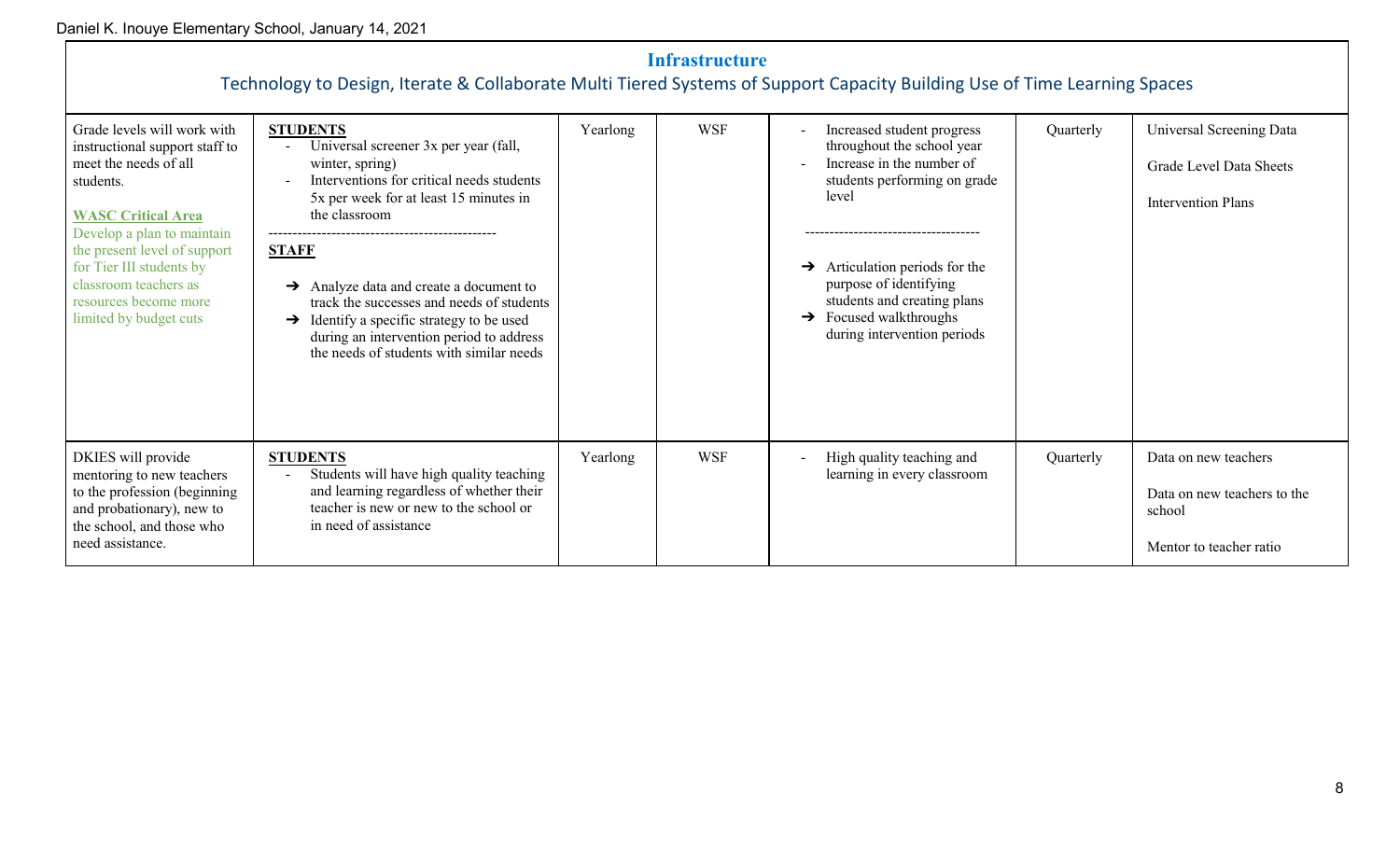## Infrastructure

Technology to Design, Iterate & Collaborate Multi Tiered Systems of Support Capacity Building Use of Time Learning Spaces

| | | | | | | |
|---|---|---|---|---|---|---|
| Grade levels will work with instructional support staff to meet the needs of all students.<br><br>**WASC Critical Area**<br>Develop a plan to maintain the present level of support for Tier III students by classroom teachers as resources become more limited by budget cuts | **STUDENTS**<br>- Universal screener 3x per year (fall, winter, spring)<br>- Interventions for critical needs students 5x per week for at least 15 minutes in the classroom<br>-----------------------------------------------<br>**STAFF**<br>➔ Analyze data and create a document to track the successes and needs of students<br>➔ Identify a specific strategy to be used during an intervention period to address the needs of students with similar needs | Yearlong | WSF | - Increased student progress throughout the school year<br>- Increase in the number of students performing on grade level<br>------------------------------------<br>➔ Articulation periods for the purpose of identifying students and creating plans<br>➔ Focused walkthroughs during intervention periods | Quarterly | Universal Screening Data<br><br>Grade Level Data Sheets<br><br>Intervention Plans |
| DKIES will provide mentoring to new teachers to the profession (beginning and probationary), new to the school, and those who need assistance. | **STUDENTS**<br>- Students will have high quality teaching and learning regardless of whether their teacher is new or new to the school or in need of assistance | Yearlong | WSF | - High quality teaching and learning in every classroom | Quarterly | Data on new teachers<br><br>Data on new teachers to the school<br><br>Mentor to teacher ratio |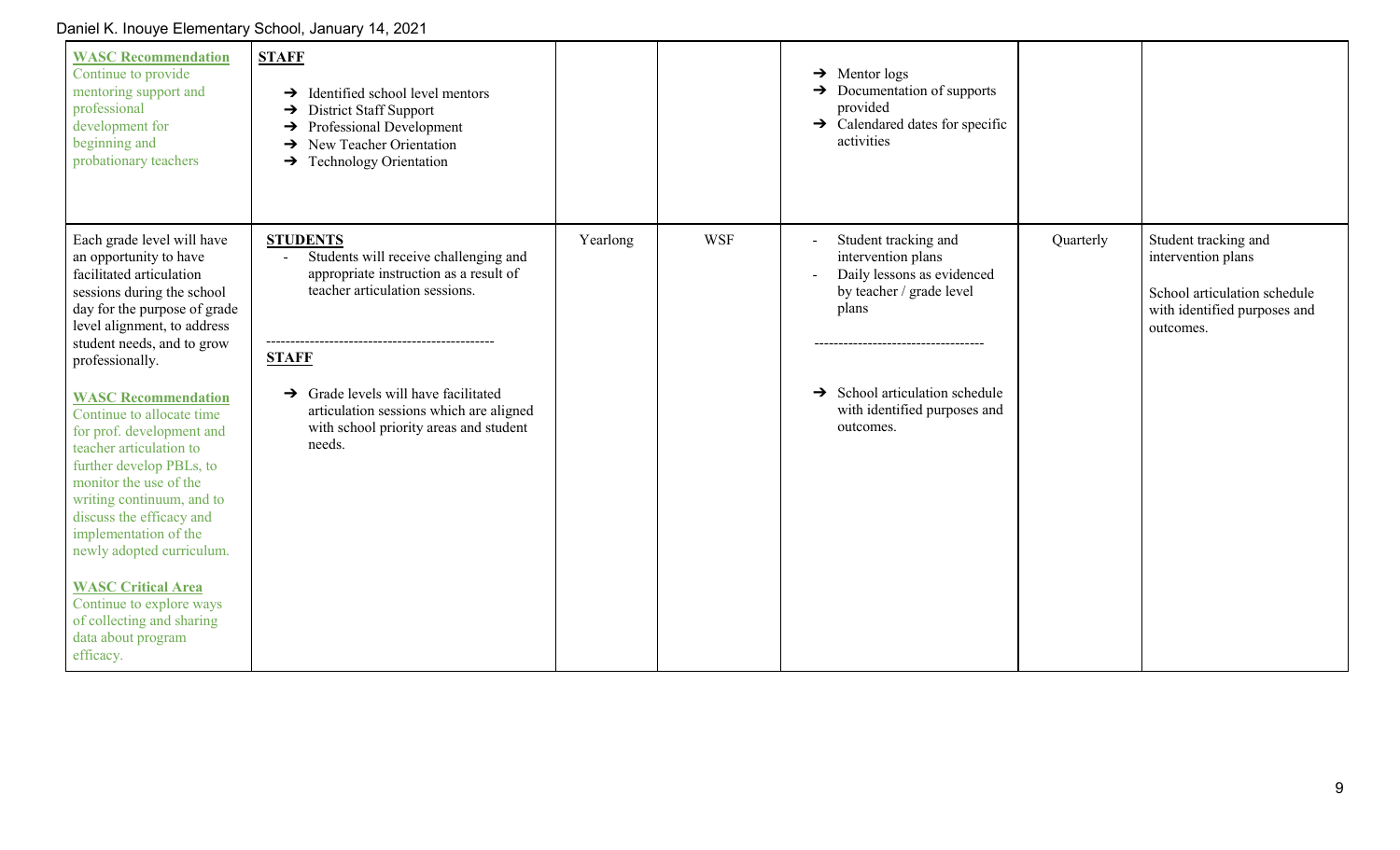| | | | | | | |
|---|---|---|---|---|---|---|
| **WASC Recommendation**<br>Continue to provide mentoring support and professional development for beginning and probationary teachers | **STAFF**<br>➔ Identified school level mentors<br>➔ District Staff Support<br>➔ Professional Development<br>➔ New Teacher Orientation<br>➔ Technology Orientation | | | ➔ Mentor logs<br>➔ Documentation of supports provided<br>➔ Calendared dates for specific activities | | |
| Each grade level will have an opportunity to have facilitated articulation sessions during the school day for the purpose of grade level alignment, to address student needs, and to grow professionally.<br><br>**WASC Recommendation**<br>Continue to allocate time for prof. development and teacher articulation to further develop PBLs, to monitor the use of the writing continuum, and to discuss the efficacy and implementation of the newly adopted curriculum.<br><br>**WASC Critical Area**<br>Continue to explore ways of collecting and sharing data about program efficacy. | **STUDENTS**<br>- Students will receive challenging and appropriate instruction as a result of teacher articulation sessions.<br>----------------------------------------------<br>**STAFF**<br>➔ Grade levels will have facilitated articulation sessions which are aligned with school priority areas and student needs. | Yearlong | WSF | - Student tracking and intervention plans<br>- Daily lessons as evidenced by teacher / grade level plans<br>----------------------------------<br>➔ School articulation schedule with identified purposes and outcomes. | Quarterly | Student tracking and intervention plans<br><br>School articulation schedule with identified purposes and outcomes. |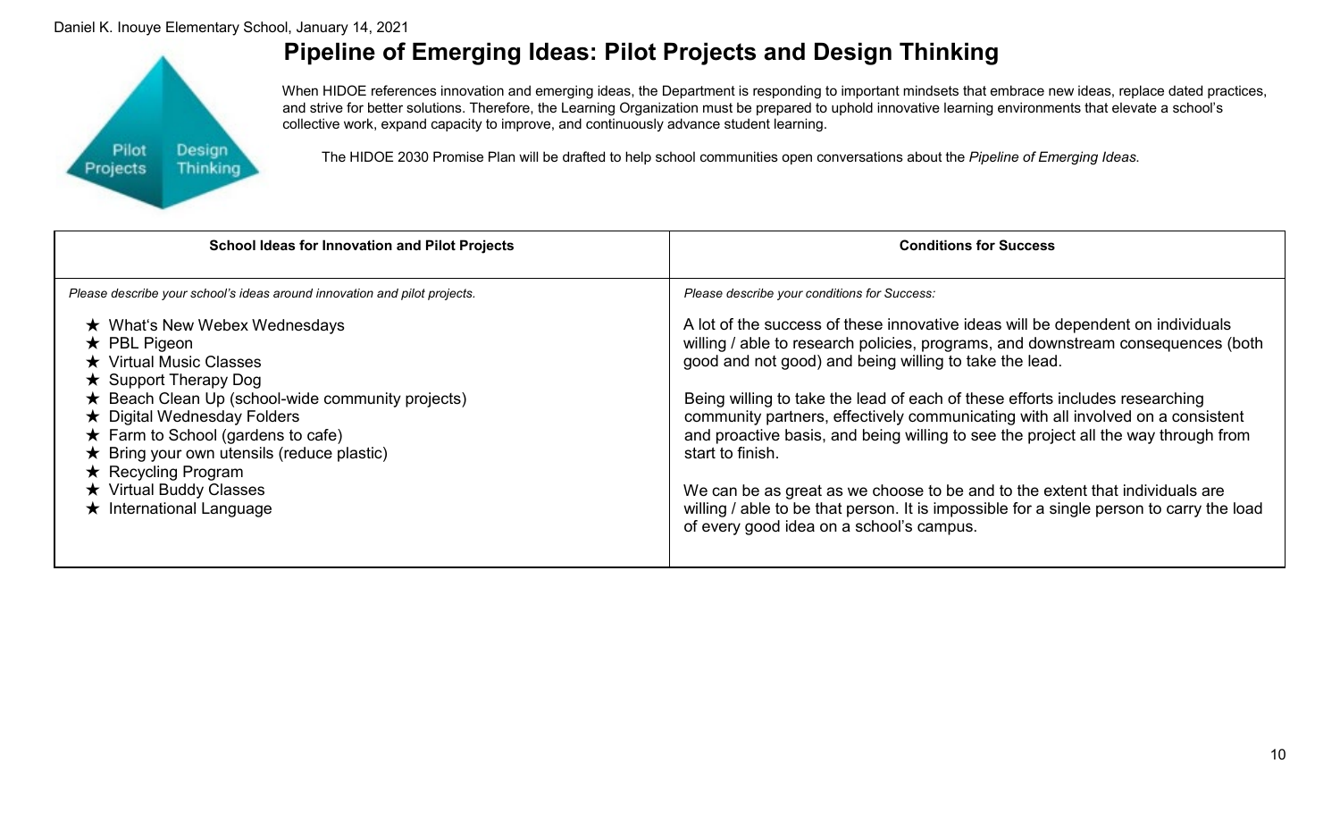# Pipeline of Emerging Ideas: Pilot Projects and Design Thinking

Pilot Projects

Design Thinking

When HIDOE references innovation and emerging ideas, the Department is responding to important mindsets that embrace new ideas, replace dated practices, and strive for better solutions. Therefore, the Learning Organization must be prepared to uphold innovative learning environments that elevate a school's collective work, expand capacity to improve, and continuously advance student learning.

The HIDOE 2030 Promise Plan will be drafted to help school communities open conversations about the *Pipeline of Emerging Ideas.*

| School Ideas for Innovation and Pilot Projects | Conditions for Success |
|---|---|
| *Please describe your school's ideas around innovation and pilot projects.*<br><br>★ What's New Webex Wednesdays<br>★ PBL Pigeon<br>★ Virtual Music Classes<br>★ Support Therapy Dog<br>★ Beach Clean Up (school-wide community projects)<br>★ Digital Wednesday Folders<br>★ Farm to School (gardens to cafe)<br>★ Bring your own utensils (reduce plastic)<br>★ Recycling Program<br>★ Virtual Buddy Classes<br>★ International Language | *Please describe your conditions for Success:*<br><br>A lot of the success of these innovative ideas will be dependent on individuals willing / able to research policies, programs, and downstream consequences (both good and not good) and being willing to take the lead.<br><br>Being willing to take the lead of each of these efforts includes researching community partners, effectively communicating with all involved on a consistent and proactive basis, and being willing to see the project all the way through from start to finish.<br><br>We can be as great as we choose to be and to the extent that individuals are willing / able to be that person. It is impossible for a single person to carry the load of every good idea on a school's campus. |